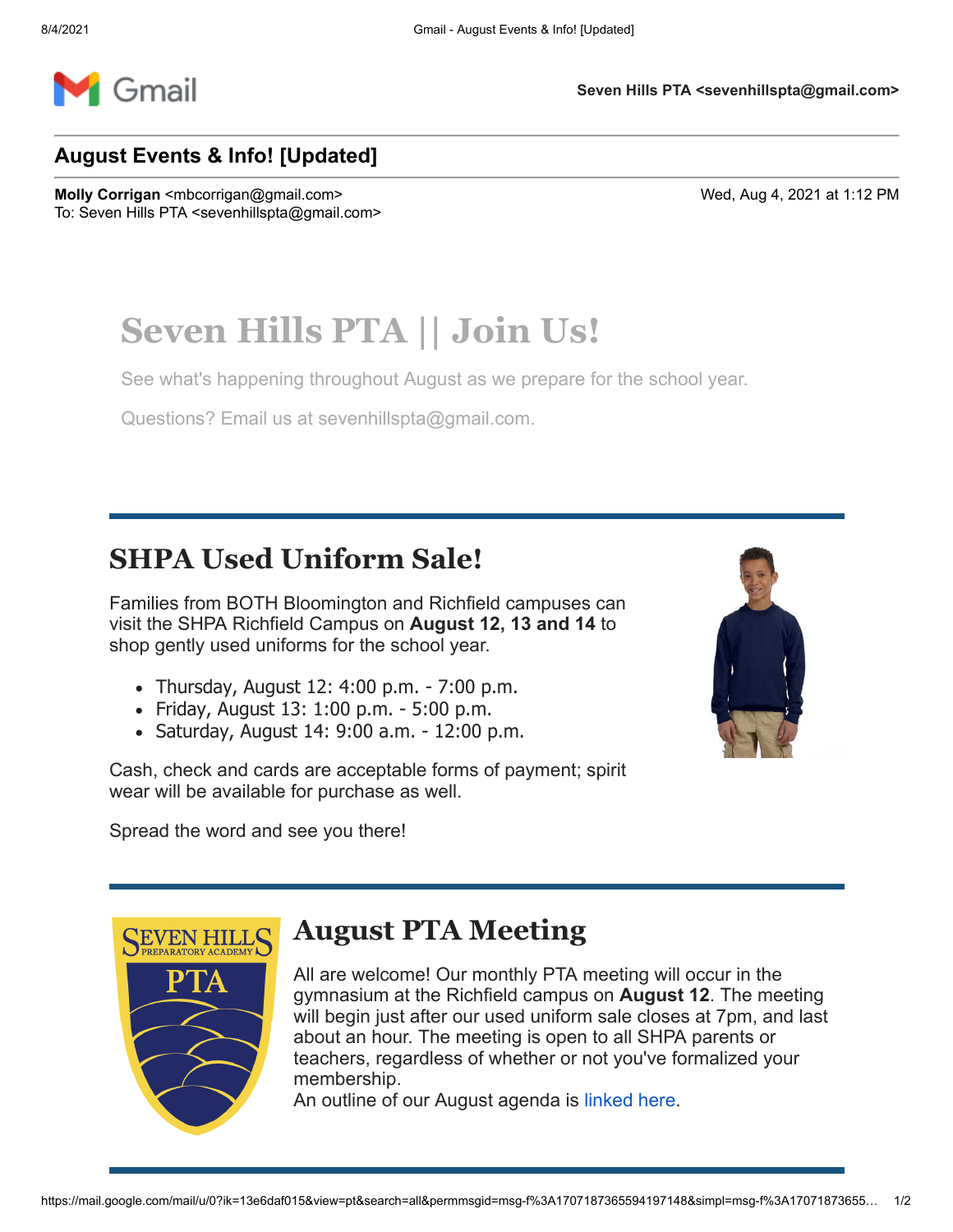**Seven Hills PTA <sevenhillspta@gmail.com>**

## August Events & Info! [Updated]

**Molly Corrigan** <mbcorrigan@gmail.com>
To: Seven Hills PTA <sevenhillspta@gmail.com>

Wed, Aug 4, 2021 at 1:12 PM

# Seven Hills PTA || Join Us!

See what's happening throughout August as we prepare for the school year.

Questions? Email us at sevenhillspta@gmail.com.

## SHPA Used Uniform Sale!

Families from BOTH Bloomington and Richfield campuses can visit the SHPA Richfield Campus on **August 12, 13 and 14** to shop gently used uniforms for the school year.

- Thursday, August 12: 4:00 p.m. - 7:00 p.m.
- Friday, August 13: 1:00 p.m. - 5:00 p.m.
- Saturday, August 14: 9:00 a.m. - 12:00 p.m.

Cash, check and cards are acceptable forms of payment; spirit wear will be available for purchase as well.

Spread the word and see you there!

## August PTA Meeting

All are welcome! Our monthly PTA meeting will occur in the gymnasium at the Richfield campus on **August 12**. The meeting will begin just after our used uniform sale closes at 7pm, and last about an hour. The meeting is open to all SHPA parents or teachers, regardless of whether or not you've formalized your membership.
An outline of our August agenda is linked here.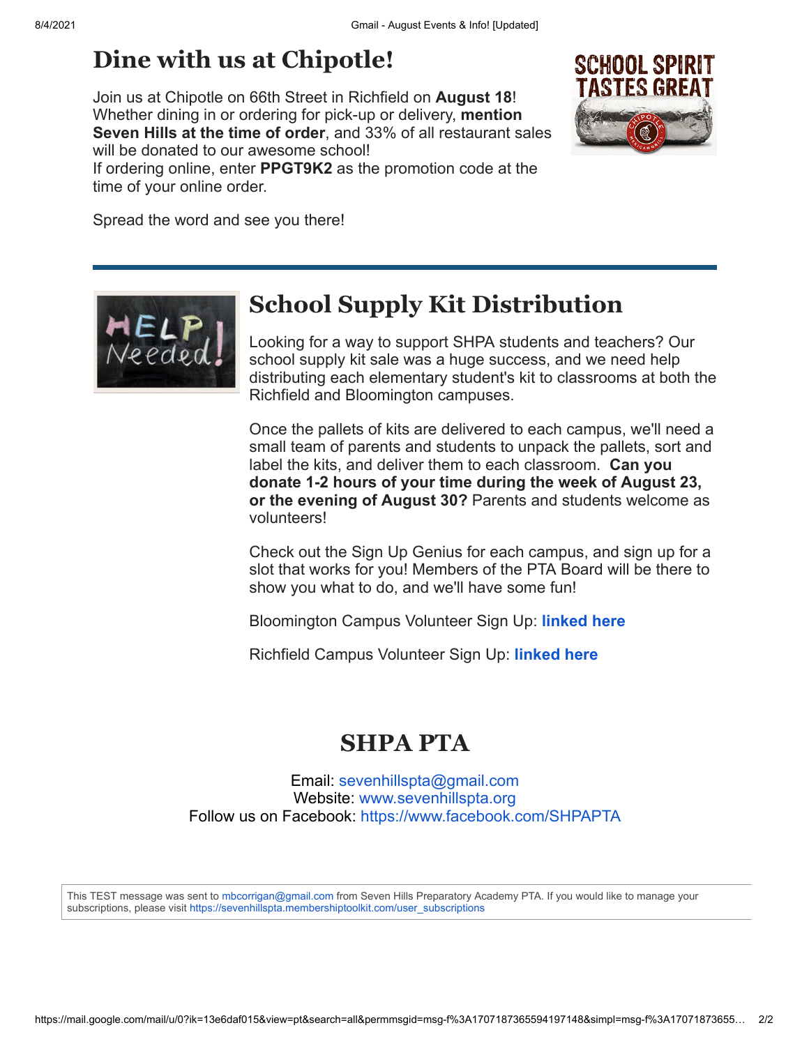# Dine with us at Chipotle!

Join us at Chipotle on 66th Street in Richfield on **August 18**! Whether dining in or ordering for pick-up or delivery, **mention Seven Hills at the time of order**, and 33% of all restaurant sales will be donated to our awesome school!
If ordering online, enter **PPGT9K2** as the promotion code at the time of your online order.

Spread the word and see you there!

---

# School Supply Kit Distribution

Looking for a way to support SHPA students and teachers? Our school supply kit sale was a huge success, and we need help distributing each elementary student's kit to classrooms at both the Richfield and Bloomington campuses.

Once the pallets of kits are delivered to each campus, we'll need a small team of parents and students to unpack the pallets, sort and label the kits, and deliver them to each classroom. **Can you donate 1-2 hours of your time during the week of August 23, or the evening of August 30?** Parents and students welcome as volunteers!

Check out the Sign Up Genius for each campus, and sign up for a slot that works for you! Members of the PTA Board will be there to show you what to do, and we'll have some fun!

Bloomington Campus Volunteer Sign Up: **linked here**

Richfield Campus Volunteer Sign Up: **linked here**

## SHPA PTA

Email: sevenhillspta@gmail.com
Website: www.sevenhillspta.org
Follow us on Facebook: https://www.facebook.com/SHPAPTA

This TEST message was sent to mbcorrigan@gmail.com from Seven Hills Preparatory Academy PTA. If you would like to manage your subscriptions, please visit https://sevenhillspta.membershiptoolkit.com/user_subscriptions